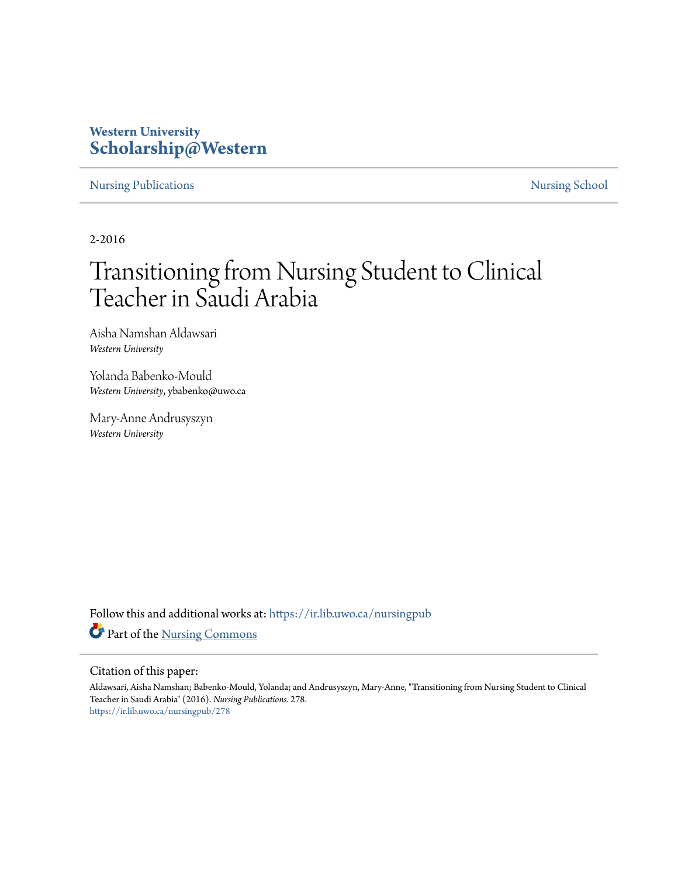Western University
**Scholarship@Western**

Nursing Publications | Nursing School

2-2016

# Transitioning from Nursing Student to Clinical Teacher in Saudi Arabia

Aisha Namshan Aldawsari
*Western University*

Yolanda Babenko-Mould
*Western University*, ybabenko@uwo.ca

Mary-Anne Andrusyszyn
*Western University*

Follow this and additional works at: https://ir.lib.uwo.ca/nursingpub

Part of the Nursing Commons

Citation of this paper:

Aldawsari, Aisha Namshan; Babenko-Mould, Yolanda; and Andrusyszyn, Mary-Anne, "Transitioning from Nursing Student to Clinical Teacher in Saudi Arabia" (2016). *Nursing Publications*. 278.
https://ir.lib.uwo.ca/nursingpub/278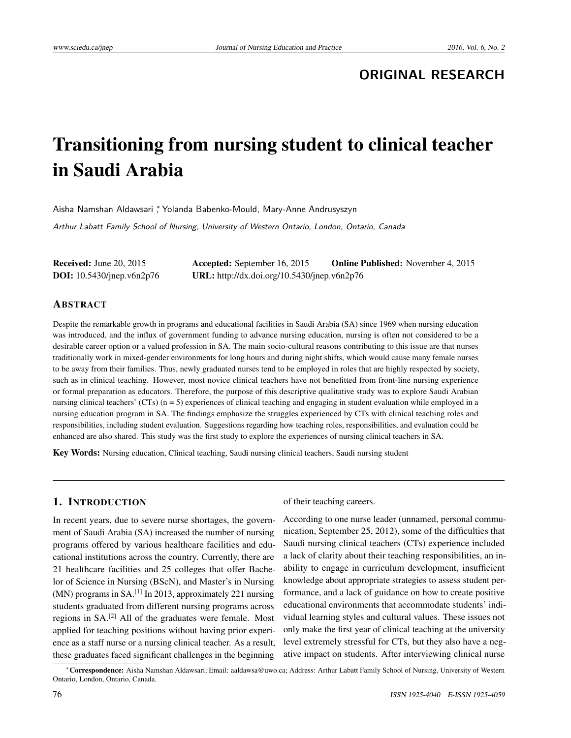ORIGINAL RESEARCH

# Transitioning from nursing student to clinical teacher in Saudi Arabia

Aisha Namshan Aldawsari [*], Yolanda Babenko-Mould, Mary-Anne Andrusyszyn

*Arthur Labatt Family School of Nursing, University of Western Ontario, London, Ontario, Canada*

**Received:** June 20, 2015 **Accepted:** September 16, 2015 **Online Published:** November 4, 2015
**DOI:** 10.5430/jnep.v6n2p76 **URL:** http://dx.doi.org/10.5430/jnep.v6n2p76

## ABSTRACT

Despite the remarkable growth in programs and educational facilities in Saudi Arabia (SA) since 1969 when nursing education was introduced, and the influx of government funding to advance nursing education, nursing is often not considered to be a desirable career option or a valued profession in SA. The main socio-cultural reasons contributing to this issue are that nurses traditionally work in mixed-gender environments for long hours and during night shifts, which would cause many female nurses to be away from their families. Thus, newly graduated nurses tend to be employed in roles that are highly respected by society, such as in clinical teaching. However, most novice clinical teachers have not benefitted from front-line nursing experience or formal preparation as educators. Therefore, the purpose of this descriptive qualitative study was to explore Saudi Arabian nursing clinical teachers' (CTs) (n = 5) experiences of clinical teaching and engaging in student evaluation while employed in a nursing education program in SA. The findings emphasize the struggles experienced by CTs with clinical teaching roles and responsibilities, including student evaluation. Suggestions regarding how teaching roles, responsibilities, and evaluation could be enhanced are also shared. This study was the first study to explore the experiences of nursing clinical teachers in SA.

**Key Words:** Nursing education, Clinical teaching, Saudi nursing clinical teachers, Saudi nursing student

## 1. INTRODUCTION

In recent years, due to severe nurse shortages, the government of Saudi Arabia (SA) increased the number of nursing programs offered by various healthcare facilities and educational institutions across the country. Currently, there are 21 healthcare facilities and 25 colleges that offer Bachelor of Science in Nursing (BScN), and Master's in Nursing (MN) programs in SA.[1] In 2013, approximately 221 nursing students graduated from different nursing programs across regions in SA.[2] All of the graduates were female. Most applied for teaching positions without having prior experience as a staff nurse or a nursing clinical teacher. As a result, these graduates faced significant challenges in the beginning of their teaching careers.

According to one nurse leader (unnamed, personal communication, September 25, 2012), some of the difficulties that Saudi nursing clinical teachers (CTs) experience included a lack of clarity about their teaching responsibilities, an inability to engage in curriculum development, insufficient knowledge about appropriate strategies to assess student performance, and a lack of guidance on how to create positive educational environments that accommodate students' individual learning styles and cultural values. These issues not only make the first year of clinical teaching at the university level extremely stressful for CTs, but they also have a negative impact on students. After interviewing clinical nurse

[*]**Correspondence:** Aisha Namshan Aldawsari; Email: aaldawsa@uwo.ca; Address: Arthur Labatt Family School of Nursing, University of Western Ontario, London, Ontario, Canada.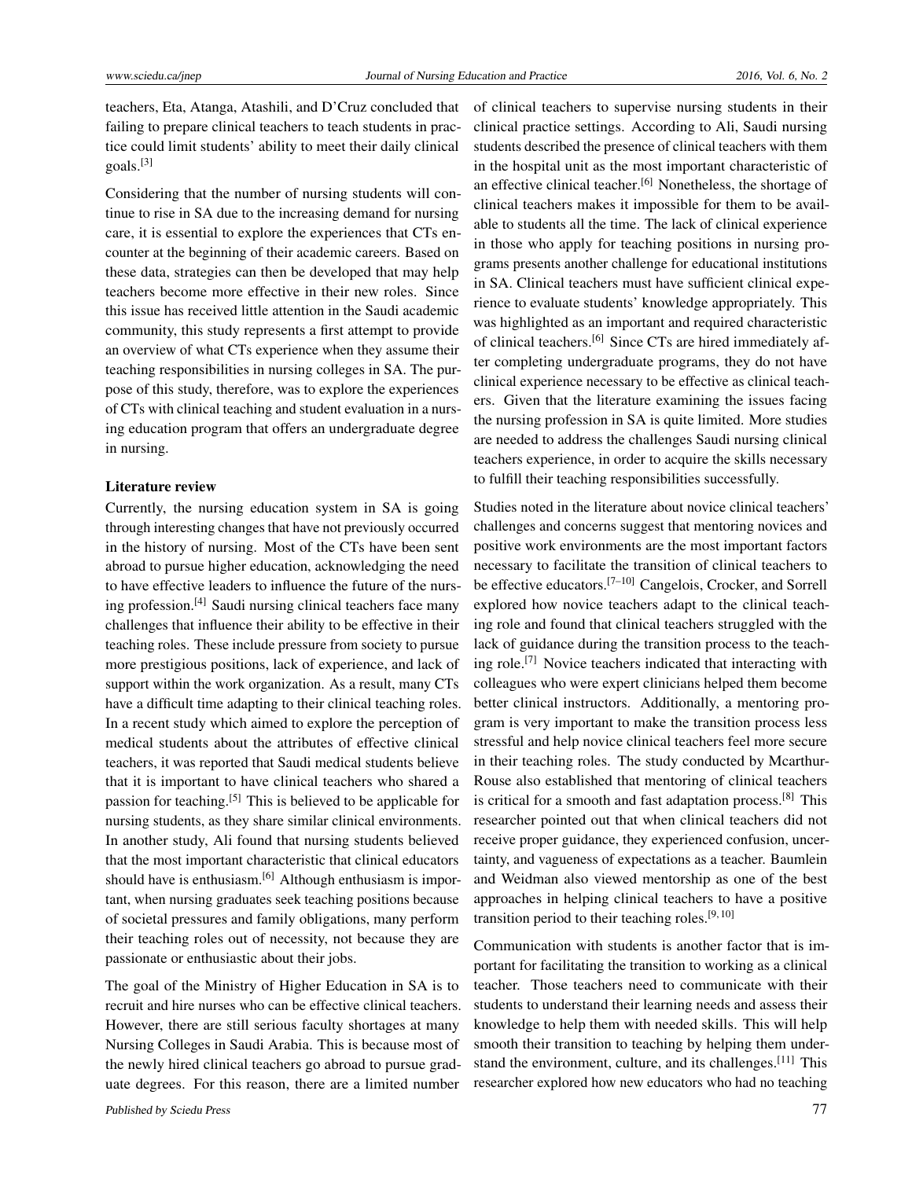teachers, Eta, Atanga, Atashili, and D'Cruz concluded that failing to prepare clinical teachers to teach students in practice could limit students' ability to meet their daily clinical goals.[3]

Considering that the number of nursing students will continue to rise in SA due to the increasing demand for nursing care, it is essential to explore the experiences that CTs encounter at the beginning of their academic careers. Based on these data, strategies can then be developed that may help teachers become more effective in their new roles. Since this issue has received little attention in the Saudi academic community, this study represents a first attempt to provide an overview of what CTs experience when they assume their teaching responsibilities in nursing colleges in SA. The purpose of this study, therefore, was to explore the experiences of CTs with clinical teaching and student evaluation in a nursing education program that offers an undergraduate degree in nursing.

**Literature review**

Currently, the nursing education system in SA is going through interesting changes that have not previously occurred in the history of nursing. Most of the CTs have been sent abroad to pursue higher education, acknowledging the need to have effective leaders to influence the future of the nursing profession.[4] Saudi nursing clinical teachers face many challenges that influence their ability to be effective in their teaching roles. These include pressure from society to pursue more prestigious positions, lack of experience, and lack of support within the work organization. As a result, many CTs have a difficult time adapting to their clinical teaching roles. In a recent study which aimed to explore the perception of medical students about the attributes of effective clinical teachers, it was reported that Saudi medical students believe that it is important to have clinical teachers who shared a passion for teaching.[5] This is believed to be applicable for nursing students, as they share similar clinical environments. In another study, Ali found that nursing students believed that the most important characteristic that clinical educators should have is enthusiasm.[6] Although enthusiasm is important, when nursing graduates seek teaching positions because of societal pressures and family obligations, many perform their teaching roles out of necessity, not because they are passionate or enthusiastic about their jobs.

The goal of the Ministry of Higher Education in SA is to recruit and hire nurses who can be effective clinical teachers. However, there are still serious faculty shortages at many Nursing Colleges in Saudi Arabia. This is because most of the newly hired clinical teachers go abroad to pursue graduate degrees. For this reason, there are a limited number of clinical teachers to supervise nursing students in their clinical practice settings. According to Ali, Saudi nursing students described the presence of clinical teachers with them in the hospital unit as the most important characteristic of an effective clinical teacher.[6] Nonetheless, the shortage of clinical teachers makes it impossible for them to be available to students all the time. The lack of clinical experience in those who apply for teaching positions in nursing programs presents another challenge for educational institutions in SA. Clinical teachers must have sufficient clinical experience to evaluate students' knowledge appropriately. This was highlighted as an important and required characteristic of clinical teachers.[6] Since CTs are hired immediately after completing undergraduate programs, they do not have clinical experience necessary to be effective as clinical teachers. Given that the literature examining the issues facing the nursing profession in SA is quite limited. More studies are needed to address the challenges Saudi nursing clinical teachers experience, in order to acquire the skills necessary to fulfill their teaching responsibilities successfully.

Studies noted in the literature about novice clinical teachers' challenges and concerns suggest that mentoring novices and positive work environments are the most important factors necessary to facilitate the transition of clinical teachers to be effective educators.[7–10] Cangelois, Crocker, and Sorrell explored how novice teachers adapt to the clinical teaching role and found that clinical teachers struggled with the lack of guidance during the transition process to the teaching role.[7] Novice teachers indicated that interacting with colleagues who were expert clinicians helped them become better clinical instructors. Additionally, a mentoring program is very important to make the transition process less stressful and help novice clinical teachers feel more secure in their teaching roles. The study conducted by Mcarthur-Rouse also established that mentoring of clinical teachers is critical for a smooth and fast adaptation process.[8] This researcher pointed out that when clinical teachers did not receive proper guidance, they experienced confusion, uncertainty, and vagueness of expectations as a teacher. Baumlein and Weidman also viewed mentorship as one of the best approaches in helping clinical teachers to have a positive transition period to their teaching roles.[9, 10]

Communication with students is another factor that is important for facilitating the transition to working as a clinical teacher. Those teachers need to communicate with their students to understand their learning needs and assess their knowledge to help them with needed skills. This will help smooth their transition to teaching by helping them understand the environment, culture, and its challenges.[11] This researcher explored how new educators who had no teaching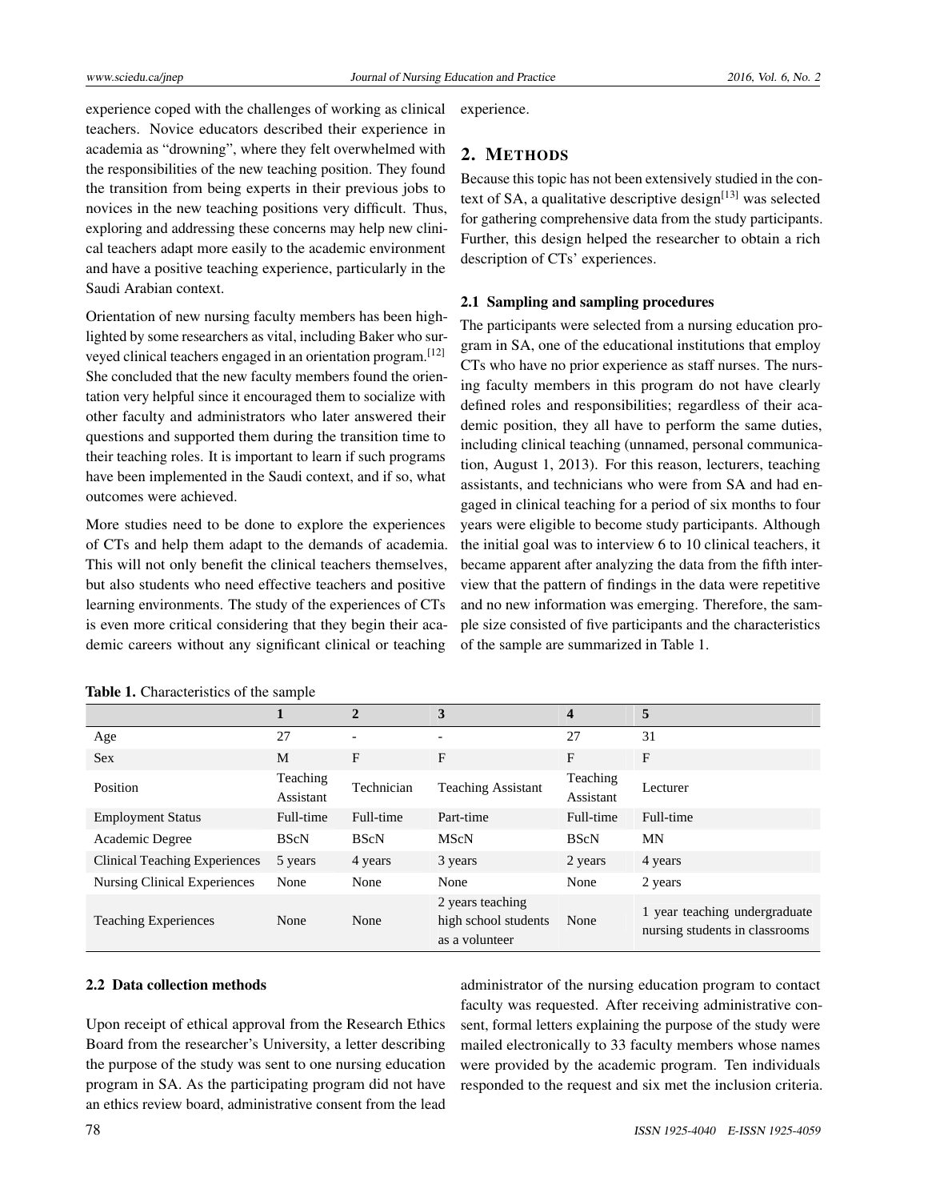experience coped with the challenges of working as clinical teachers. Novice educators described their experience in academia as "drowning", where they felt overwhelmed with the responsibilities of the new teaching position. They found the transition from being experts in their previous jobs to novices in the new teaching positions very difficult. Thus, exploring and addressing these concerns may help new clinical teachers adapt more easily to the academic environment and have a positive teaching experience, particularly in the Saudi Arabian context.

Orientation of new nursing faculty members has been highlighted by some researchers as vital, including Baker who surveyed clinical teachers engaged in an orientation program.[12] She concluded that the new faculty members found the orientation very helpful since it encouraged them to socialize with other faculty and administrators who later answered their questions and supported them during the transition time to their teaching roles. It is important to learn if such programs have been implemented in the Saudi context, and if so, what outcomes were achieved.

More studies need to be done to explore the experiences of CTs and help them adapt to the demands of academia. This will not only benefit the clinical teachers themselves, but also students who need effective teachers and positive learning environments. The study of the experiences of CTs is even more critical considering that they begin their academic careers without any significant clinical or teaching experience.

## 2. METHODS

Because this topic has not been extensively studied in the context of SA, a qualitative descriptive design[13] was selected for gathering comprehensive data from the study participants. Further, this design helped the researcher to obtain a rich description of CTs' experiences.

### 2.1 Sampling and sampling procedures

The participants were selected from a nursing education program in SA, one of the educational institutions that employ CTs who have no prior experience as staff nurses. The nursing faculty members in this program do not have clearly defined roles and responsibilities; regardless of their academic position, they all have to perform the same duties, including clinical teaching (unnamed, personal communication, August 1, 2013). For this reason, lecturers, teaching assistants, and technicians who were from SA and had engaged in clinical teaching for a period of six months to four years were eligible to become study participants. Although the initial goal was to interview 6 to 10 clinical teachers, it became apparent after analyzing the data from the fifth interview that the pattern of findings in the data were repetitive and no new information was emerging. Therefore, the sample size consisted of five participants and the characteristics of the sample are summarized in Table 1.

**Table 1.** Characteristics of the sample

| | 1 | 2 | 3 | 4 | 5 |
|---|---|---|---|---|---|
| Age | 27 | - | - | 27 | 31 |
| Sex | M | F | F | F | F |
| Position | Teaching Assistant | Technician | Teaching Assistant | Teaching Assistant | Lecturer |
| Employment Status | Full-time | Full-time | Part-time | Full-time | Full-time |
| Academic Degree | BScN | BScN | MScN | BScN | MN |
| Clinical Teaching Experiences | 5 years | 4 years | 3 years | 2 years | 4 years |
| Nursing Clinical Experiences | None | None | None | None | 2 years |
| Teaching Experiences | None | None | 2 years teaching high school students as a volunteer | None | 1 year teaching undergraduate nursing students in classrooms |

### 2.2 Data collection methods

Upon receipt of ethical approval from the Research Ethics Board from the researcher's University, a letter describing the purpose of the study was sent to one nursing education program in SA. As the participating program did not have an ethics review board, administrative consent from the lead administrator of the nursing education program to contact faculty was requested. After receiving administrative consent, formal letters explaining the purpose of the study were mailed electronically to 33 faculty members whose names were provided by the academic program. Ten individuals responded to the request and six met the inclusion criteria.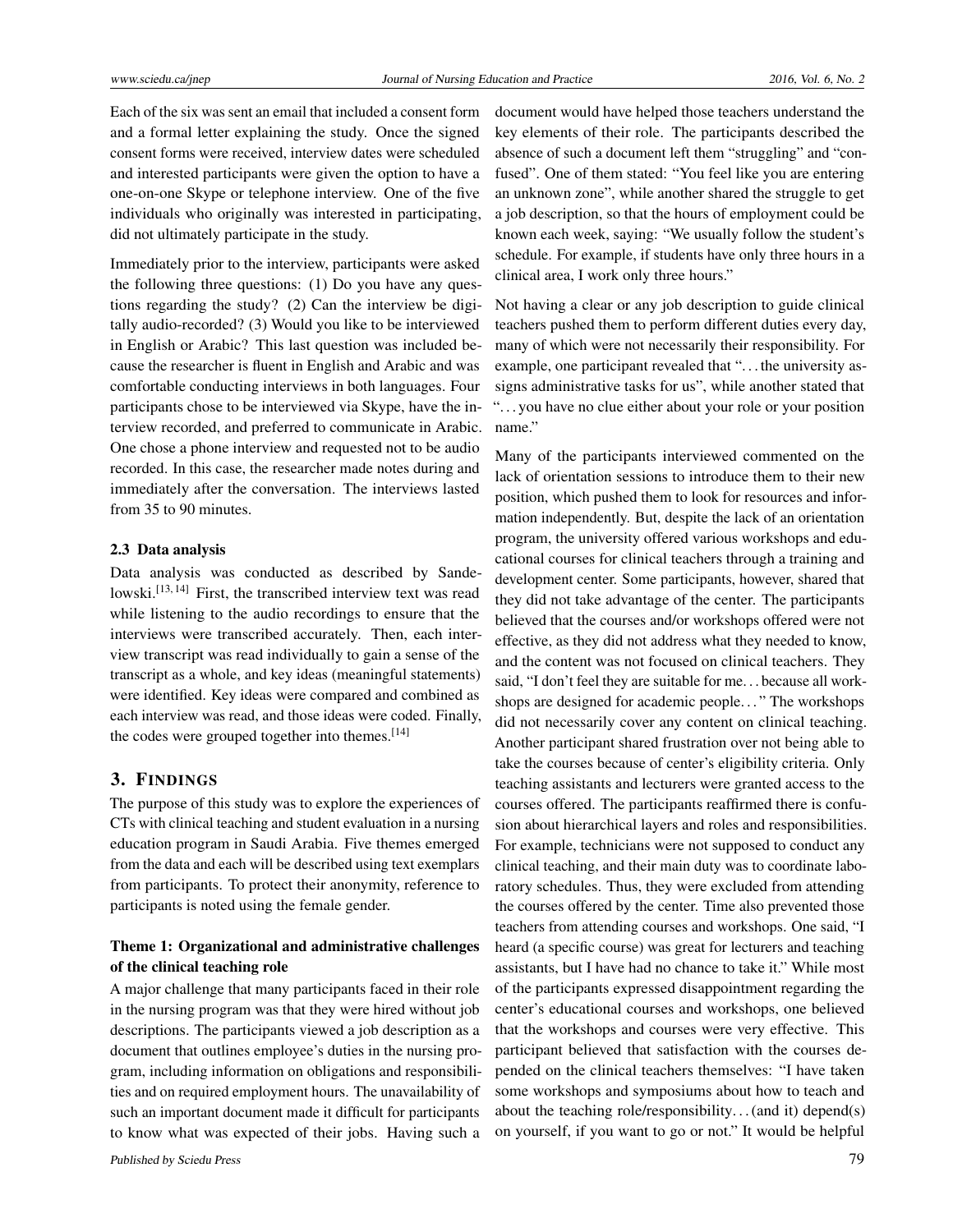Each of the six was sent an email that included a consent form and a formal letter explaining the study. Once the signed consent forms were received, interview dates were scheduled and interested participants were given the option to have a one-on-one Skype or telephone interview. One of the five individuals who originally was interested in participating, did not ultimately participate in the study.

Immediately prior to the interview, participants were asked the following three questions: (1) Do you have any questions regarding the study? (2) Can the interview be digitally audio-recorded? (3) Would you like to be interviewed in English or Arabic? This last question was included because the researcher is fluent in English and Arabic and was comfortable conducting interviews in both languages. Four participants chose to be interviewed via Skype, have the interview recorded, and preferred to communicate in Arabic. One chose a phone interview and requested not to be audio recorded. In this case, the researcher made notes during and immediately after the conversation. The interviews lasted from 35 to 90 minutes.

### 2.3 Data analysis

Data analysis was conducted as described by Sandelowski.[13, 14] First, the transcribed interview text was read while listening to the audio recordings to ensure that the interviews were transcribed accurately. Then, each interview transcript was read individually to gain a sense of the transcript as a whole, and key ideas (meaningful statements) were identified. Key ideas were compared and combined as each interview was read, and those ideas were coded. Finally, the codes were grouped together into themes.[14]

## 3. Findings

The purpose of this study was to explore the experiences of CTs with clinical teaching and student evaluation in a nursing education program in Saudi Arabia. Five themes emerged from the data and each will be described using text exemplars from participants. To protect their anonymity, reference to participants is noted using the female gender.

### Theme 1: Organizational and administrative challenges of the clinical teaching role

A major challenge that many participants faced in their role in the nursing program was that they were hired without job descriptions. The participants viewed a job description as a document that outlines employee's duties in the nursing program, including information on obligations and responsibilities and on required employment hours. The unavailability of such an important document made it difficult for participants to know what was expected of their jobs. Having such a document would have helped those teachers understand the key elements of their role. The participants described the absence of such a document left them "struggling" and "confused". One of them stated: "You feel like you are entering an unknown zone", while another shared the struggle to get a job description, so that the hours of employment could be known each week, saying: "We usually follow the student's schedule. For example, if students have only three hours in a clinical area, I work only three hours."

Not having a clear or any job description to guide clinical teachers pushed them to perform different duties every day, many of which were not necessarily their responsibility. For example, one participant revealed that "...the university assigns administrative tasks for us", while another stated that "...you have no clue either about your role or your position name."

Many of the participants interviewed commented on the lack of orientation sessions to introduce them to their new position, which pushed them to look for resources and information independently. But, despite the lack of an orientation program, the university offered various workshops and educational courses for clinical teachers through a training and development center. Some participants, however, shared that they did not take advantage of the center. The participants believed that the courses and/or workshops offered were not effective, as they did not address what they needed to know, and the content was not focused on clinical teachers. They said, "I don't feel they are suitable for me... because all workshops are designed for academic people..." The workshops did not necessarily cover any content on clinical teaching. Another participant shared frustration over not being able to take the courses because of center's eligibility criteria. Only teaching assistants and lecturers were granted access to the courses offered. The participants reaffirmed there is confusion about hierarchical layers and roles and responsibilities. For example, technicians were not supposed to conduct any clinical teaching, and their main duty was to coordinate laboratory schedules. Thus, they were excluded from attending the courses offered by the center. Time also prevented those teachers from attending courses and workshops. One said, "I heard (a specific course) was great for lecturers and teaching assistants, but I have had no chance to take it." While most of the participants expressed disappointment regarding the center's educational courses and workshops, one believed that the workshops and courses were very effective. This participant believed that satisfaction with the courses depended on the clinical teachers themselves: "I have taken some workshops and symposiums about how to teach and about the teaching role/responsibility...(and it) depend(s) on yourself, if you want to go or not." It would be helpful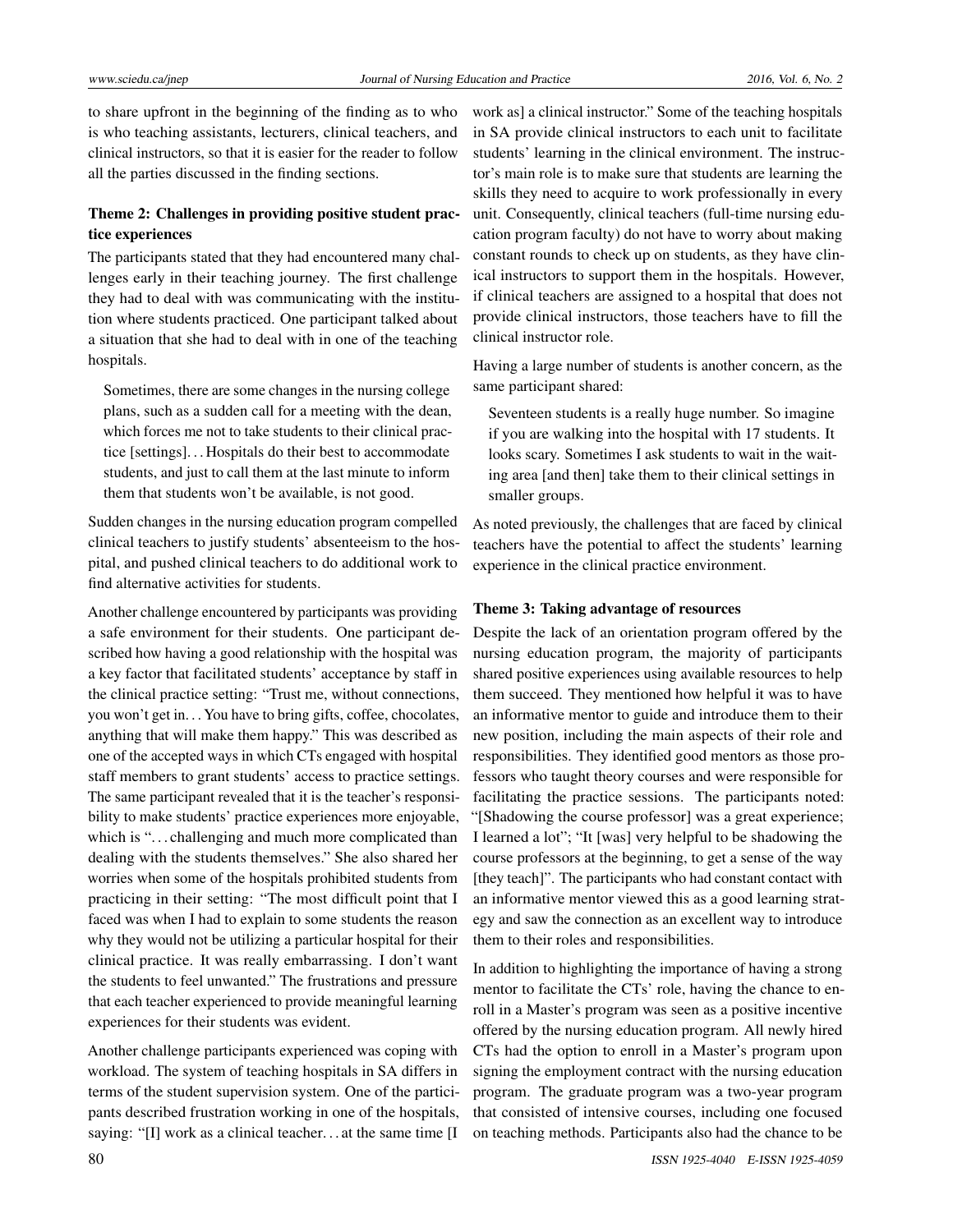to share upfront in the beginning of the finding as to who is who teaching assistants, lecturers, clinical teachers, and clinical instructors, so that it is easier for the reader to follow all the parties discussed in the finding sections.

### Theme 2: Challenges in providing positive student practice experiences

The participants stated that they had encountered many challenges early in their teaching journey. The first challenge they had to deal with was communicating with the institution where students practiced. One participant talked about a situation that she had to deal with in one of the teaching hospitals.

> Sometimes, there are some changes in the nursing college plans, such as a sudden call for a meeting with the dean, which forces me not to take students to their clinical practice [settings]. . . Hospitals do their best to accommodate students, and just to call them at the last minute to inform them that students won't be available, is not good.

Sudden changes in the nursing education program compelled clinical teachers to justify students' absenteeism to the hospital, and pushed clinical teachers to do additional work to find alternative activities for students.

Another challenge encountered by participants was providing a safe environment for their students. One participant described how having a good relationship with the hospital was a key factor that facilitated students' acceptance by staff in the clinical practice setting: "Trust me, without connections, you won't get in. . . You have to bring gifts, coffee, chocolates, anything that will make them happy." This was described as one of the accepted ways in which CTs engaged with hospital staff members to grant students' access to practice settings. The same participant revealed that it is the teacher's responsibility to make students' practice experiences more enjoyable, which is ". . . challenging and much more complicated than dealing with the students themselves." She also shared her worries when some of the hospitals prohibited students from practicing in their setting: "The most difficult point that I faced was when I had to explain to some students the reason why they would not be utilizing a particular hospital for their clinical practice. It was really embarrassing. I don't want the students to feel unwanted." The frustrations and pressure that each teacher experienced to provide meaningful learning experiences for their students was evident.

Another challenge participants experienced was coping with workload. The system of teaching hospitals in SA differs in terms of the student supervision system. One of the participants described frustration working in one of the hospitals, saying: "[I] work as a clinical teacher. . . at the same time [I work as] a clinical instructor." Some of the teaching hospitals in SA provide clinical instructors to each unit to facilitate students' learning in the clinical environment. The instructor's main role is to make sure that students are learning the skills they need to acquire to work professionally in every unit. Consequently, clinical teachers (full-time nursing education program faculty) do not have to worry about making constant rounds to check up on students, as they have clinical instructors to support them in the hospitals. However, if clinical teachers are assigned to a hospital that does not provide clinical instructors, those teachers have to fill the clinical instructor role.

Having a large number of students is another concern, as the same participant shared:

> Seventeen students is a really huge number. So imagine if you are walking into the hospital with 17 students. It looks scary. Sometimes I ask students to wait in the waiting area [and then] take them to their clinical settings in smaller groups.

As noted previously, the challenges that are faced by clinical teachers have the potential to affect the students' learning experience in the clinical practice environment.

### Theme 3: Taking advantage of resources

Despite the lack of an orientation program offered by the nursing education program, the majority of participants shared positive experiences using available resources to help them succeed. They mentioned how helpful it was to have an informative mentor to guide and introduce them to their new position, including the main aspects of their role and responsibilities. They identified good mentors as those professors who taught theory courses and were responsible for facilitating the practice sessions. The participants noted: "[Shadowing the course professor] was a great experience; I learned a lot"; "It [was] very helpful to be shadowing the course professors at the beginning, to get a sense of the way [they teach]". The participants who had constant contact with an informative mentor viewed this as a good learning strategy and saw the connection as an excellent way to introduce them to their roles and responsibilities.

In addition to highlighting the importance of having a strong mentor to facilitate the CTs' role, having the chance to enroll in a Master's program was seen as a positive incentive offered by the nursing education program. All newly hired CTs had the option to enroll in a Master's program upon signing the employment contract with the nursing education program. The graduate program was a two-year program that consisted of intensive courses, including one focused on teaching methods. Participants also had the chance to be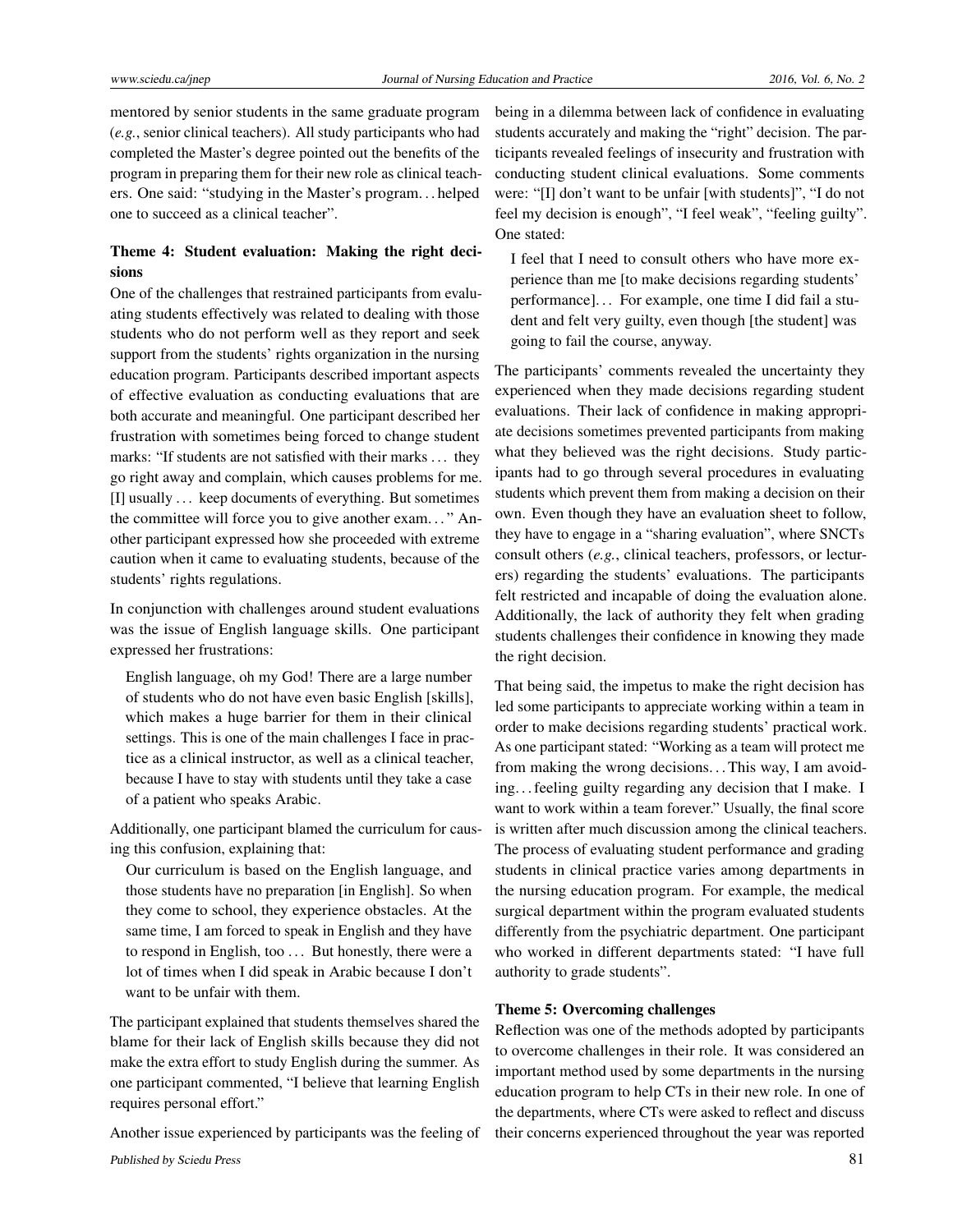mentored by senior students in the same graduate program (*e.g.*, senior clinical teachers). All study participants who had completed the Master's degree pointed out the benefits of the program in preparing them for their new role as clinical teachers. One said: "studying in the Master's program. . . helped one to succeed as a clinical teacher".

### Theme 4: Student evaluation: Making the right decisions

One of the challenges that restrained participants from evaluating students effectively was related to dealing with those students who do not perform well as they report and seek support from the students' rights organization in the nursing education program. Participants described important aspects of effective evaluation as conducting evaluations that are both accurate and meaningful. One participant described her frustration with sometimes being forced to change student marks: "If students are not satisfied with their marks . . . they go right away and complain, which causes problems for me. [I] usually . . . keep documents of everything. But sometimes the committee will force you to give another exam. . . " Another participant expressed how she proceeded with extreme caution when it came to evaluating students, because of the students' rights regulations.

In conjunction with challenges around student evaluations was the issue of English language skills. One participant expressed her frustrations:

> English language, oh my God! There are a large number of students who do not have even basic English [skills], which makes a huge barrier for them in their clinical settings. This is one of the main challenges I face in practice as a clinical instructor, as well as a clinical teacher, because I have to stay with students until they take a case of a patient who speaks Arabic.

Additionally, one participant blamed the curriculum for causing this confusion, explaining that:

> Our curriculum is based on the English language, and those students have no preparation [in English]. So when they come to school, they experience obstacles. At the same time, I am forced to speak in English and they have to respond in English, too . . . But honestly, there were a lot of times when I did speak in Arabic because I don't want to be unfair with them.

The participant explained that students themselves shared the blame for their lack of English skills because they did not make the extra effort to study English during the summer. As one participant commented, "I believe that learning English requires personal effort."

Another issue experienced by participants was the feeling of being in a dilemma between lack of confidence in evaluating students accurately and making the "right" decision. The participants revealed feelings of insecurity and frustration with conducting student clinical evaluations. Some comments were: "[I] don't want to be unfair [with students]", "I do not feel my decision is enough", "I feel weak", "feeling guilty". One stated:

> I feel that I need to consult others who have more experience than me [to make decisions regarding students' performance]. . . For example, one time I did fail a student and felt very guilty, even though [the student] was going to fail the course, anyway.

The participants' comments revealed the uncertainty they experienced when they made decisions regarding student evaluations. Their lack of confidence in making appropriate decisions sometimes prevented participants from making what they believed was the right decisions. Study participants had to go through several procedures in evaluating students which prevent them from making a decision on their own. Even though they have an evaluation sheet to follow, they have to engage in a "sharing evaluation", where SNCTs consult others (*e.g.*, clinical teachers, professors, or lecturers) regarding the students' evaluations. The participants felt restricted and incapable of doing the evaluation alone. Additionally, the lack of authority they felt when grading students challenges their confidence in knowing they made the right decision.

That being said, the impetus to make the right decision has led some participants to appreciate working within a team in order to make decisions regarding students' practical work. As one participant stated: "Working as a team will protect me from making the wrong decisions. . . This way, I am avoiding. . . feeling guilty regarding any decision that I make. I want to work within a team forever." Usually, the final score is written after much discussion among the clinical teachers. The process of evaluating student performance and grading students in clinical practice varies among departments in the nursing education program. For example, the medical surgical department within the program evaluated students differently from the psychiatric department. One participant who worked in different departments stated: "I have full authority to grade students".

### Theme 5: Overcoming challenges

Reflection was one of the methods adopted by participants to overcome challenges in their role. It was considered an important method used by some departments in the nursing education program to help CTs in their new role. In one of the departments, where CTs were asked to reflect and discuss their concerns experienced throughout the year was reported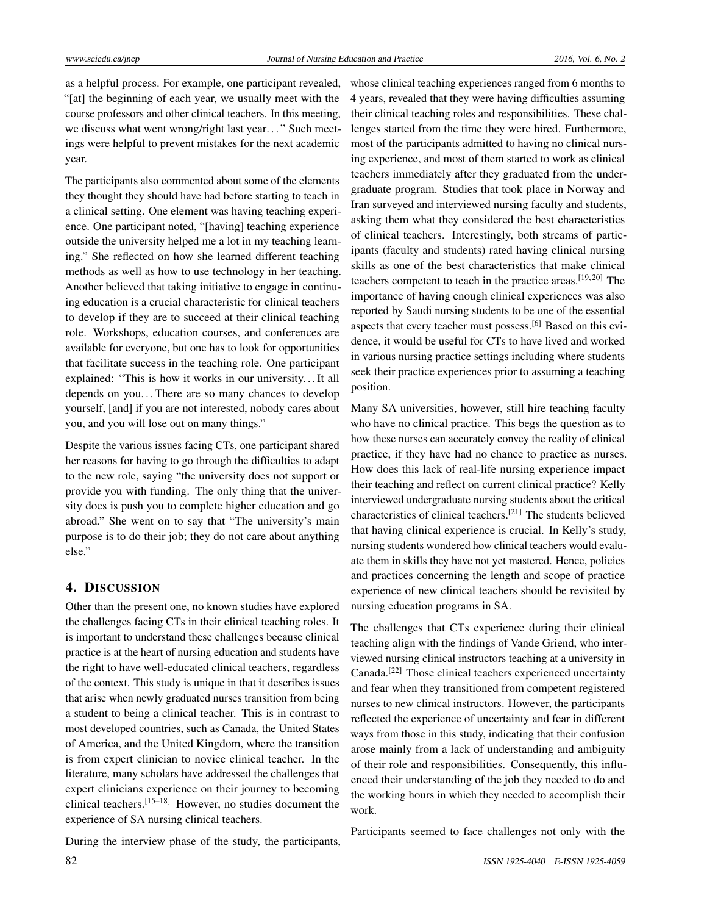as a helpful process. For example, one participant revealed, "[at] the beginning of each year, we usually meet with the course professors and other clinical teachers. In this meeting, we discuss what went wrong/right last year. . . " Such meetings were helpful to prevent mistakes for the next academic year.

The participants also commented about some of the elements they thought they should have had before starting to teach in a clinical setting. One element was having teaching experience. One participant noted, "[having] teaching experience outside the university helped me a lot in my teaching learning." She reflected on how she learned different teaching methods as well as how to use technology in her teaching. Another believed that taking initiative to engage in continuing education is a crucial characteristic for clinical teachers to develop if they are to succeed at their clinical teaching role. Workshops, education courses, and conferences are available for everyone, but one has to look for opportunities that facilitate success in the teaching role. One participant explained: "This is how it works in our university. . . It all depends on you. . . There are so many chances to develop yourself, [and] if you are not interested, nobody cares about you, and you will lose out on many things."

Despite the various issues facing CTs, one participant shared her reasons for having to go through the difficulties to adapt to the new role, saying "the university does not support or provide you with funding. The only thing that the university does is push you to complete higher education and go abroad." She went on to say that "The university's main purpose is to do their job; they do not care about anything else."

## 4. Discussion

Other than the present one, no known studies have explored the challenges facing CTs in their clinical teaching roles. It is important to understand these challenges because clinical practice is at the heart of nursing education and students have the right to have well-educated clinical teachers, regardless of the context. This study is unique in that it describes issues that arise when newly graduated nurses transition from being a student to being a clinical teacher. This is in contrast to most developed countries, such as Canada, the United States of America, and the United Kingdom, where the transition is from expert clinician to novice clinical teacher. In the literature, many scholars have addressed the challenges that expert clinicians experience on their journey to becoming clinical teachers.[15–18] However, no studies document the experience of SA nursing clinical teachers.

During the interview phase of the study, the participants, whose clinical teaching experiences ranged from 6 months to 4 years, revealed that they were having difficulties assuming their clinical teaching roles and responsibilities. These challenges started from the time they were hired. Furthermore, most of the participants admitted to having no clinical nursing experience, and most of them started to work as clinical teachers immediately after they graduated from the undergraduate program. Studies that took place in Norway and Iran surveyed and interviewed nursing faculty and students, asking them what they considered the best characteristics of clinical teachers. Interestingly, both streams of participants (faculty and students) rated having clinical nursing skills as one of the best characteristics that make clinical teachers competent to teach in the practice areas.[19,20] The importance of having enough clinical experiences was also reported by Saudi nursing students to be one of the essential aspects that every teacher must possess.[6] Based on this evidence, it would be useful for CTs to have lived and worked in various nursing practice settings including where students seek their practice experiences prior to assuming a teaching position.

Many SA universities, however, still hire teaching faculty who have no clinical practice. This begs the question as to how these nurses can accurately convey the reality of clinical practice, if they have had no chance to practice as nurses. How does this lack of real-life nursing experience impact their teaching and reflect on current clinical practice? Kelly interviewed undergraduate nursing students about the critical characteristics of clinical teachers.[21] The students believed that having clinical experience is crucial. In Kelly's study, nursing students wondered how clinical teachers would evaluate them in skills they have not yet mastered. Hence, policies and practices concerning the length and scope of practice experience of new clinical teachers should be revisited by nursing education programs in SA.

The challenges that CTs experience during their clinical teaching align with the findings of Vande Griend, who interviewed nursing clinical instructors teaching at a university in Canada.[22] Those clinical teachers experienced uncertainty and fear when they transitioned from competent registered nurses to new clinical instructors. However, the participants reflected the experience of uncertainty and fear in different ways from those in this study, indicating that their confusion arose mainly from a lack of understanding and ambiguity of their role and responsibilities. Consequently, this influenced their understanding of the job they needed to do and the working hours in which they needed to accomplish their work.

Participants seemed to face challenges not only with the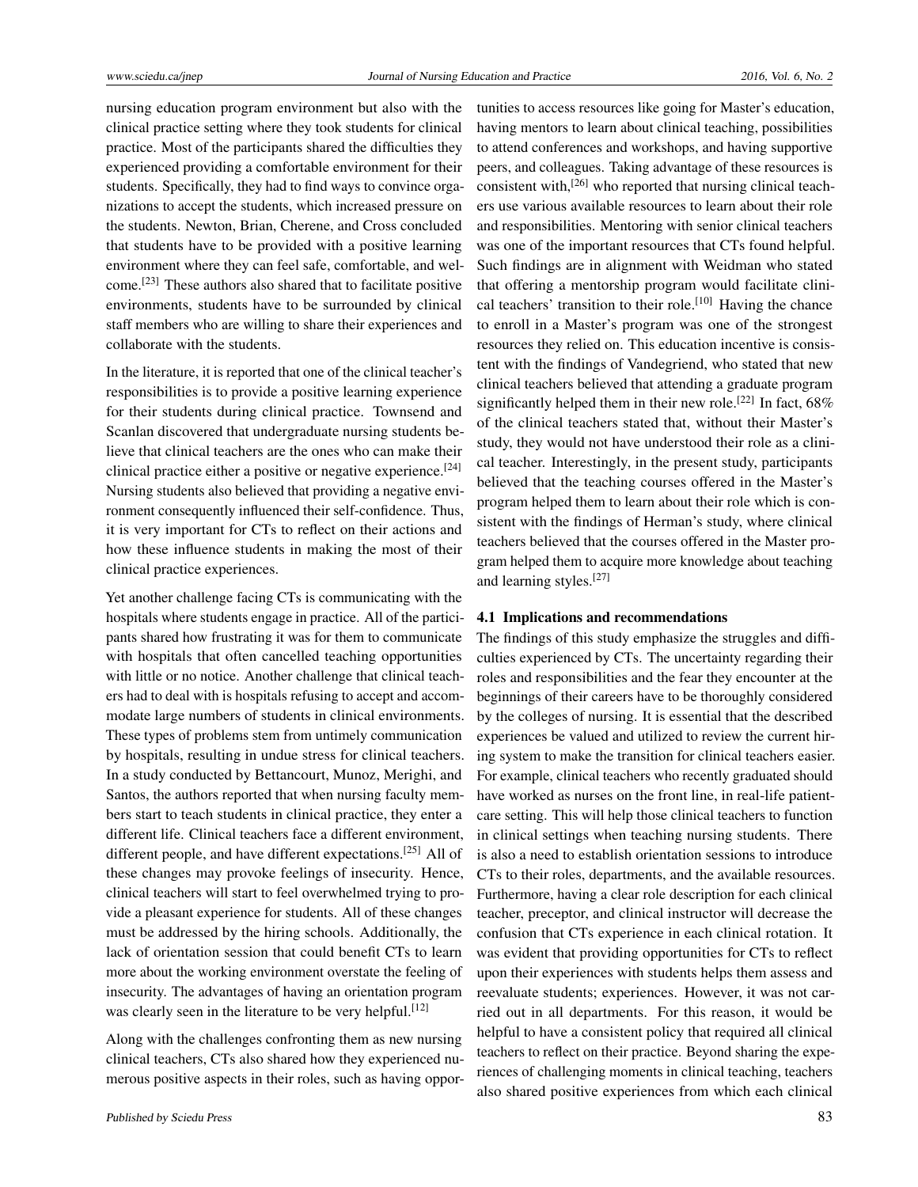nursing education program environment but also with the clinical practice setting where they took students for clinical practice. Most of the participants shared the difficulties they experienced providing a comfortable environment for their students. Specifically, they had to find ways to convince organizations to accept the students, which increased pressure on the students. Newton, Brian, Cherene, and Cross concluded that students have to be provided with a positive learning environment where they can feel safe, comfortable, and welcome.[23] These authors also shared that to facilitate positive environments, students have to be surrounded by clinical staff members who are willing to share their experiences and collaborate with the students.

In the literature, it is reported that one of the clinical teacher's responsibilities is to provide a positive learning experience for their students during clinical practice. Townsend and Scanlan discovered that undergraduate nursing students believe that clinical teachers are the ones who can make their clinical practice either a positive or negative experience.[24] Nursing students also believed that providing a negative environment consequently influenced their self-confidence. Thus, it is very important for CTs to reflect on their actions and how these influence students in making the most of their clinical practice experiences.

Yet another challenge facing CTs is communicating with the hospitals where students engage in practice. All of the participants shared how frustrating it was for them to communicate with hospitals that often cancelled teaching opportunities with little or no notice. Another challenge that clinical teachers had to deal with is hospitals refusing to accept and accommodate large numbers of students in clinical environments. These types of problems stem from untimely communication by hospitals, resulting in undue stress for clinical teachers. In a study conducted by Bettancourt, Munoz, Merighi, and Santos, the authors reported that when nursing faculty members start to teach students in clinical practice, they enter a different life. Clinical teachers face a different environment, different people, and have different expectations.[25] All of these changes may provoke feelings of insecurity. Hence, clinical teachers will start to feel overwhelmed trying to provide a pleasant experience for students. All of these changes must be addressed by the hiring schools. Additionally, the lack of orientation session that could benefit CTs to learn more about the working environment overstate the feeling of insecurity. The advantages of having an orientation program was clearly seen in the literature to be very helpful.[12]

Along with the challenges confronting them as new nursing clinical teachers, CTs also shared how they experienced numerous positive aspects in their roles, such as having opportunities to access resources like going for Master's education, having mentors to learn about clinical teaching, possibilities to attend conferences and workshops, and having supportive peers, and colleagues. Taking advantage of these resources is consistent with,[26] who reported that nursing clinical teachers use various available resources to learn about their role and responsibilities. Mentoring with senior clinical teachers was one of the important resources that CTs found helpful. Such findings are in alignment with Weidman who stated that offering a mentorship program would facilitate clinical teachers' transition to their role.[10] Having the chance to enroll in a Master's program was one of the strongest resources they relied on. This education incentive is consistent with the findings of Vandegriend, who stated that new clinical teachers believed that attending a graduate program significantly helped them in their new role.[22] In fact, 68% of the clinical teachers stated that, without their Master's study, they would not have understood their role as a clinical teacher. Interestingly, in the present study, participants believed that the teaching courses offered in the Master's program helped them to learn about their role which is consistent with the findings of Herman's study, where clinical teachers believed that the courses offered in the Master program helped them to acquire more knowledge about teaching and learning styles.[27]

### 4.1 Implications and recommendations

The findings of this study emphasize the struggles and difficulties experienced by CTs. The uncertainty regarding their roles and responsibilities and the fear they encounter at the beginnings of their careers have to be thoroughly considered by the colleges of nursing. It is essential that the described experiences be valued and utilized to review the current hiring system to make the transition for clinical teachers easier. For example, clinical teachers who recently graduated should have worked as nurses on the front line, in real-life patient-care setting. This will help those clinical teachers to function in clinical settings when teaching nursing students. There is also a need to establish orientation sessions to introduce CTs to their roles, departments, and the available resources. Furthermore, having a clear role description for each clinical teacher, preceptor, and clinical instructor will decrease the confusion that CTs experience in each clinical rotation. It was evident that providing opportunities for CTs to reflect upon their experiences with students helps them assess and reevaluate students; experiences. However, it was not carried out in all departments. For this reason, it would be helpful to have a consistent policy that required all clinical teachers to reflect on their practice. Beyond sharing the experiences of challenging moments in clinical teaching, teachers also shared positive experiences from which each clinical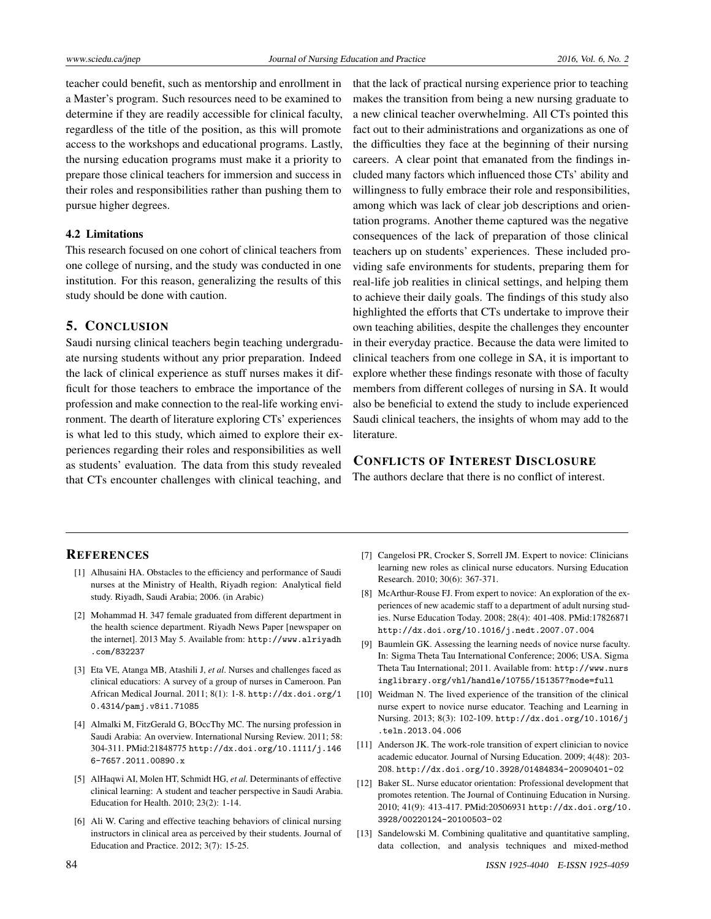teacher could benefit, such as mentorship and enrollment in a Master's program. Such resources need to be examined to determine if they are readily accessible for clinical faculty, regardless of the title of the position, as this will promote access to the workshops and educational programs. Lastly, the nursing education programs must make it a priority to prepare those clinical teachers for immersion and success in their roles and responsibilities rather than pushing them to pursue higher degrees.

### 4.2 Limitations

This research focused on one cohort of clinical teachers from one college of nursing, and the study was conducted in one institution. For this reason, generalizing the results of this study should be done with caution.

## 5. Conclusion

Saudi nursing clinical teachers begin teaching undergraduate nursing students without any prior preparation. Indeed the lack of clinical experience as stuff nurses makes it difficult for those teachers to embrace the importance of the profession and make connection to the real-life working environment. The dearth of literature exploring CTs' experiences is what led to this study, which aimed to explore their experiences regarding their roles and responsibilities as well as students' evaluation. The data from this study revealed that CTs encounter challenges with clinical teaching, and that the lack of practical nursing experience prior to teaching makes the transition from being a new nursing graduate to a new clinical teacher overwhelming. All CTs pointed this fact out to their administrations and organizations as one of the difficulties they face at the beginning of their nursing careers. A clear point that emanated from the findings included many factors which influenced those CTs' ability and willingness to fully embrace their role and responsibilities, among which was lack of clear job descriptions and orientation programs. Another theme captured was the negative consequences of the lack of preparation of those clinical teachers up on students' experiences. These included providing safe environments for students, preparing them for real-life job realities in clinical settings, and helping them to achieve their daily goals. The findings of this study also highlighted the efforts that CTs undertake to improve their own teaching abilities, despite the challenges they encounter in their everyday practice. Because the data were limited to clinical teachers from one college in SA, it is important to explore whether these findings resonate with those of faculty members from different colleges of nursing in SA. It would also be beneficial to extend the study to include experienced Saudi clinical teachers, the insights of whom may add to the literature.

## Conflicts of Interest Disclosure

The authors declare that there is no conflict of interest.

## References

[1] Alhusaini HA. Obstacles to the efficiency and performance of Saudi nurses at the Ministry of Health, Riyadh region: Analytical field study. Riyadh, Saudi Arabia; 2006. (in Arabic)

[2] Mohammad H. 347 female graduated from different department in the health science department. Riyadh News Paper [newspaper on the internet]. 2013 May 5. Available from: http://www.alriyadh.com/832237

[3] Eta VE, Atanga MB, Atashili J, *et al*. Nurses and challenges faced as clinical educators: A survey of a group of nurses in Cameroon. Pan African Medical Journal. 2011; 8(1): 1-8. http://dx.doi.org/10.4314/pamj.v8i1.71085

[4] Almalki M, FitzGerald G, BOccThy MC. The nursing profession in Saudi Arabia: An overview. International Nursing Review. 2011; 58: 304-311. PMid:21848775 http://dx.doi.org/10.1111/j.1466-7657.2011.00890.x

[5] AlHaqwi AI, Molen HT, Schmidt HG, *et al*. Determinants of effective clinical learning: A student and teacher perspective in Saudi Arabia. Education for Health. 2010; 23(2): 1-14.

[6] Ali W. Caring and effective teaching behaviors of clinical nursing instructors in clinical area as perceived by their students. Journal of Education and Practice. 2012; 3(7): 15-25.

[7] Cangelosi PR, Crocker S, Sorrell JM. Expert to novice: Clinicians learning new roles as clinical nurse educators. Nursing Education Research. 2010; 30(6): 367-371.

[8] McArthur-Rouse FJ. From expert to novice: An exploration of the experiences of new academic staff to a department of adult nursing studies. Nurse Education Today. 2008; 28(4): 401-408. PMid:17826871 http://dx.doi.org/10.1016/j.nedt.2007.07.004

[9] Baumlein GK. Assessing the learning needs of novice nurse faculty. In: Sigma Theta Tau International Conference; 2006; USA. Sigma Theta Tau International; 2011. Available from: http://www.nursinglibrary.org/vhl/handle/10755/151357?mode=full

[10] Weidman N. The lived experience of the transition of the clinical nurse expert to novice nurse educator. Teaching and Learning in Nursing. 2013; 8(3): 102-109. http://dx.doi.org/10.1016/j.teln.2013.04.006

[11] Anderson JK. The work-role transition of expert clinician to novice academic educator. Journal of Nursing Education. 2009; 4(48): 203-208. http://dx.doi.org/10.3928/01484834-20090401-02

[12] Baker SL. Nurse educator orientation: Professional development that promotes retention. The Journal of Continuing Education in Nursing. 2010; 41(9): 413-417. PMid:20506931 http://dx.doi.org/10.3928/00220124-20100503-02

[13] Sandelowski M. Combining qualitative and quantitative sampling, data collection, and analysis techniques and mixed-method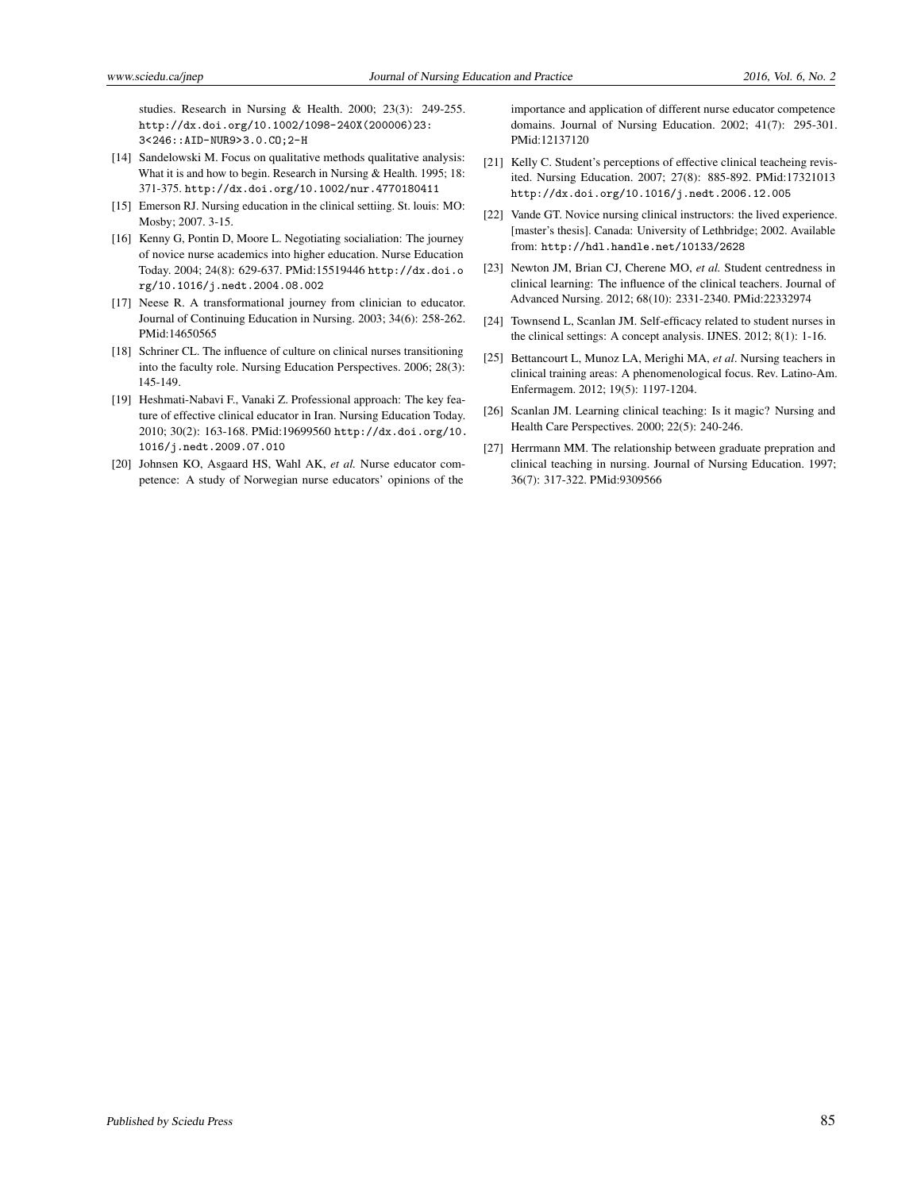studies. Research in Nursing & Health. 2000; 23(3): 249-255. http://dx.doi.org/10.1002/1098-240X(200006)23:3<246::AID-NUR9>3.0.CO;2-H

[14] Sandelowski M. Focus on qualitative methods qualitative analysis: What it is and how to begin. Research in Nursing & Health. 1995; 18: 371-375. http://dx.doi.org/10.1002/nur.4770180411

[15] Emerson RJ. Nursing education in the clinical settiing. St. louis: MO: Mosby; 2007. 3-15.

[16] Kenny G, Pontin D, Moore L. Negotiating socialiation: The journey of novice nurse academics into higher education. Nurse Education Today. 2004; 24(8): 629-637. PMid:15519446 http://dx.doi.org/10.1016/j.nedt.2004.08.002

[17] Neese R. A transformational journey from clinician to educator. Journal of Continuing Education in Nursing. 2003; 34(6): 258-262. PMid:14650565

[18] Schriner CL. The influence of culture on clinical nurses transitioning into the faculty role. Nursing Education Perspectives. 2006; 28(3): 145-149.

[19] Heshmati-Nabavi F., Vanaki Z. Professional approach: The key feature of effective clinical educator in Iran. Nursing Education Today. 2010; 30(2): 163-168. PMid:19699560 http://dx.doi.org/10.1016/j.nedt.2009.07.010

[20] Johnsen KO, Asgaard HS, Wahl AK, *et al.* Nurse educator competence: A study of Norwegian nurse educators' opinions of the importance and application of different nurse educator competence domains. Journal of Nursing Education. 2002; 41(7): 295-301. PMid:12137120

[21] Kelly C. Student's perceptions of effective clinical teacheing revisited. Nursing Education. 2007; 27(8): 885-892. PMid:17321013 http://dx.doi.org/10.1016/j.nedt.2006.12.005

[22] Vande GT. Novice nursing clinical instructors: the lived experience. [master's thesis]. Canada: University of Lethbridge; 2002. Available from: http://hdl.handle.net/10133/2628

[23] Newton JM, Brian CJ, Cherene MO, *et al.* Student centredness in clinical learning: The influence of the clinical teachers. Journal of Advanced Nursing. 2012; 68(10): 2331-2340. PMid:22332974

[24] Townsend L, Scanlan JM. Self-efficacy related to student nurses in the clinical settings: A concept analysis. IJNES. 2012; 8(1): 1-16.

[25] Bettancourt L, Munoz LA, Merighi MA, *et al*. Nursing teachers in clinical training areas: A phenomenological focus. Rev. Latino-Am. Enfermagem. 2012; 19(5): 1197-1204.

[26] Scanlan JM. Learning clinical teaching: Is it magic? Nursing and Health Care Perspectives. 2000; 22(5): 240-246.

[27] Herrmann MM. The relationship between graduate prepration and clinical teaching in nursing. Journal of Nursing Education. 1997; 36(7): 317-322. PMid:9309566